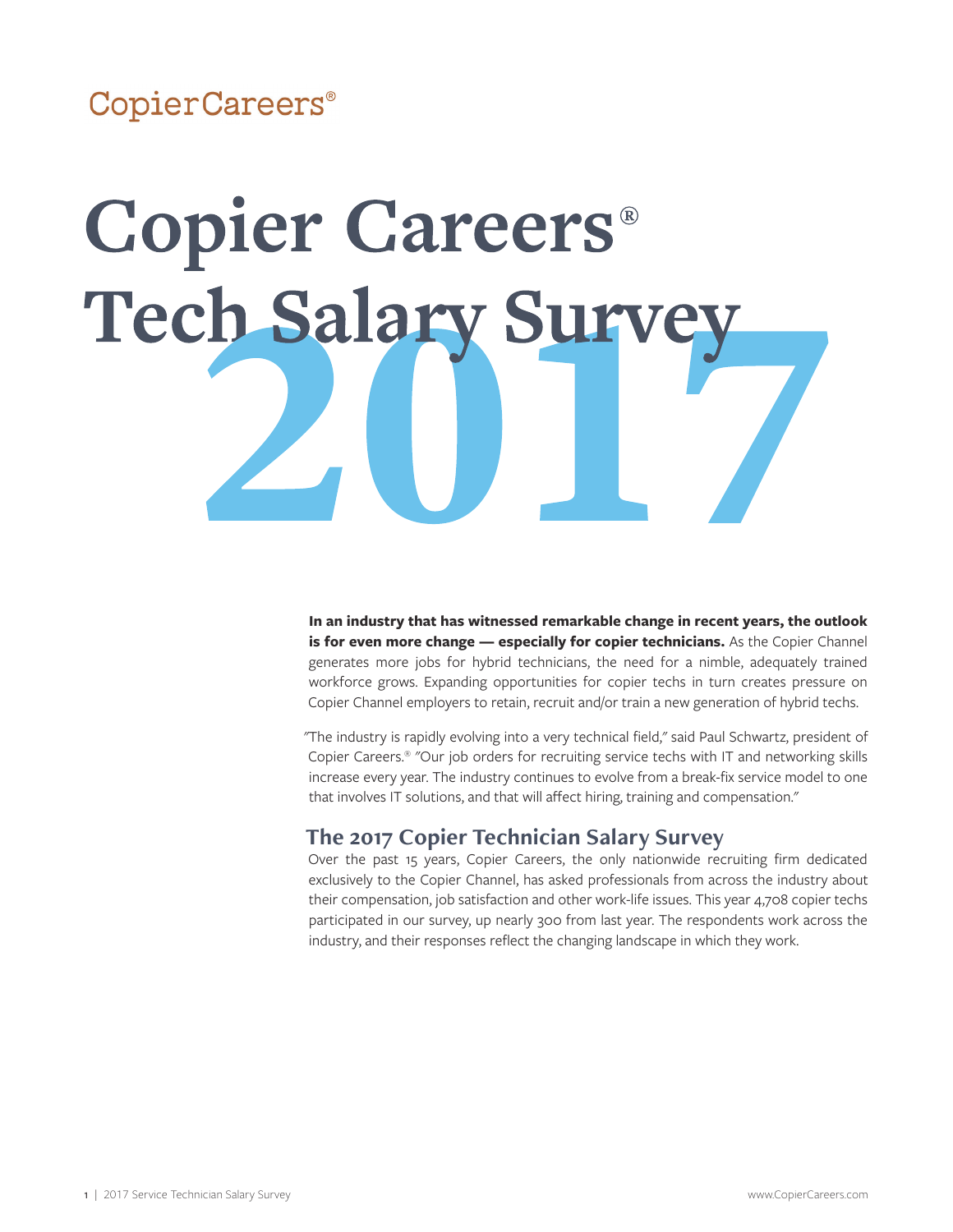CopierCareers®

# Copier Careers® Tech Salary Survey 2017

**In an industry that has witnessed remarkable change in recent years, the outlook is for even more change — especially for copier technicians.** As the Copier Channel generates more jobs for hybrid technicians, the need for a nimble, adequately trained workforce grows. Expanding opportunities for copier techs in turn creates pressure on Copier Channel employers to retain, recruit and/or train a new generation of hybrid techs.

"The industry is rapidly evolving into a very technical field," said Paul Schwartz, president of Copier Careers.® "Our job orders for recruiting service techs with IT and networking skills increase every year. The industry continues to evolve from a break-fix service model to one that involves IT solutions, and that will affect hiring, training and compensation."

## The 2017 Copier Technician Salary Survey

Over the past 15 years, Copier Careers, the only nationwide recruiting firm dedicated exclusively to the Copier Channel, has asked professionals from across the industry about their compensation, job satisfaction and other work-life issues. This year 4,708 copier techs participated in our survey, up nearly 300 from last year. The respondents work across the industry, and their responses reflect the changing landscape in which they work.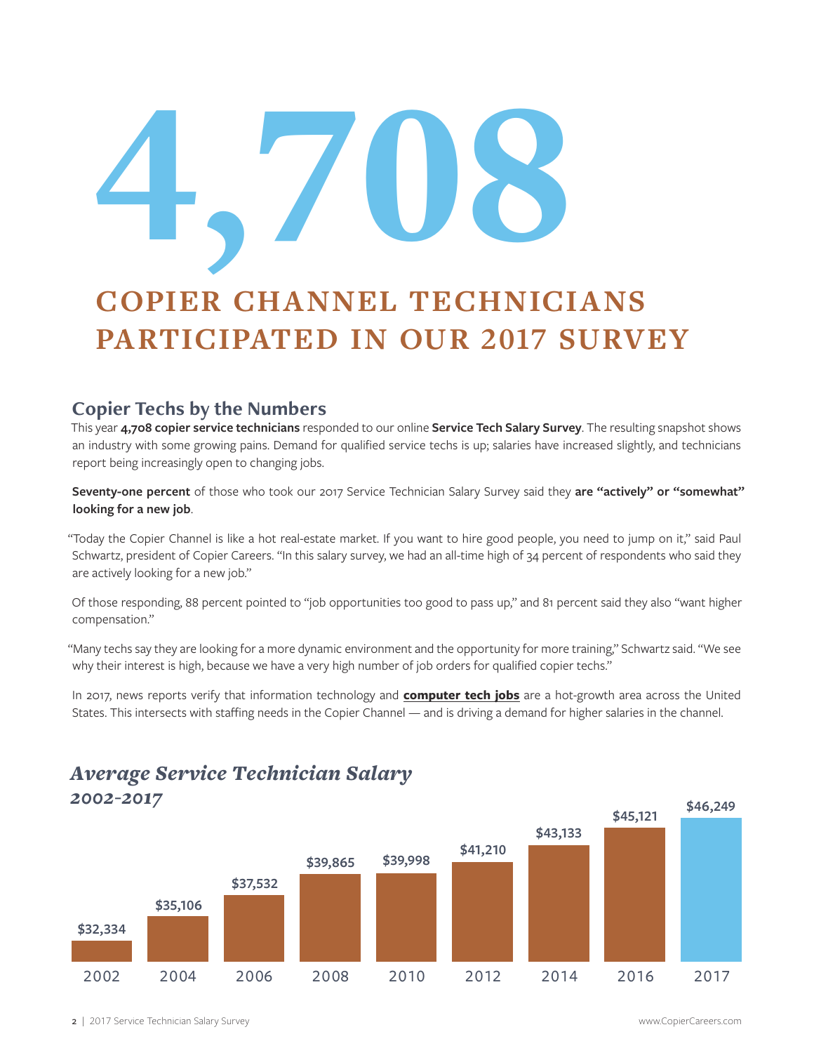# 4,708

## COPIER CHANNEL TECHNICIANS PARTICIPATED IN OUR 2017 SURVEY

### Copier Techs by the Numbers

This year **4,708 copier service technicians** responded to our online **Service Tech Salary Survey**. The resulting snapshot shows an industry with some growing pains. Demand for qualified service techs is up; salaries have increased slightly, and technicians report being increasingly open to changing jobs.

**Seventy-one percent** of those who took our 2017 Service Technician Salary Survey said they **are "actively" or "somewhat" looking for a new job**.

"Today the Copier Channel is like a hot real-estate market. If you want to hire good people, you need to jump on it," said Paul Schwartz, president of Copier Careers. "In this salary survey, we had an all-time high of 34 percent of respondents who said they are actively looking for a new job."

Of those responding, 88 percent pointed to "job opportunities too good to pass up," and 81 percent said they also "want higher compensation."

"Many techs say they are looking for a more dynamic environment and the opportunity for more training," Schwartz said. "We see why their interest is high, because we have a very high number of job orders for qualified copier techs."

In 2017, news reports verify that information technology and **computer tech jobs** are a hot-growth area across the United States. This intersects with staffing needs in the Copier Channel — and is driving a demand for higher salaries in the channel.

### *Average Service Technician Salary 2002-2017*

| Year | Average Salary |
|---|---|
| 2002 | $32,334 |
| 2004 | $35,106 |
| 2006 | $37,532 |
| 2008 | $39,865 |
| 2010 | $39,998 |
| 2012 | $41,210 |
| 2014 | $43,133 |
| 2016 | $45,121 |
| 2017 | $46,249 |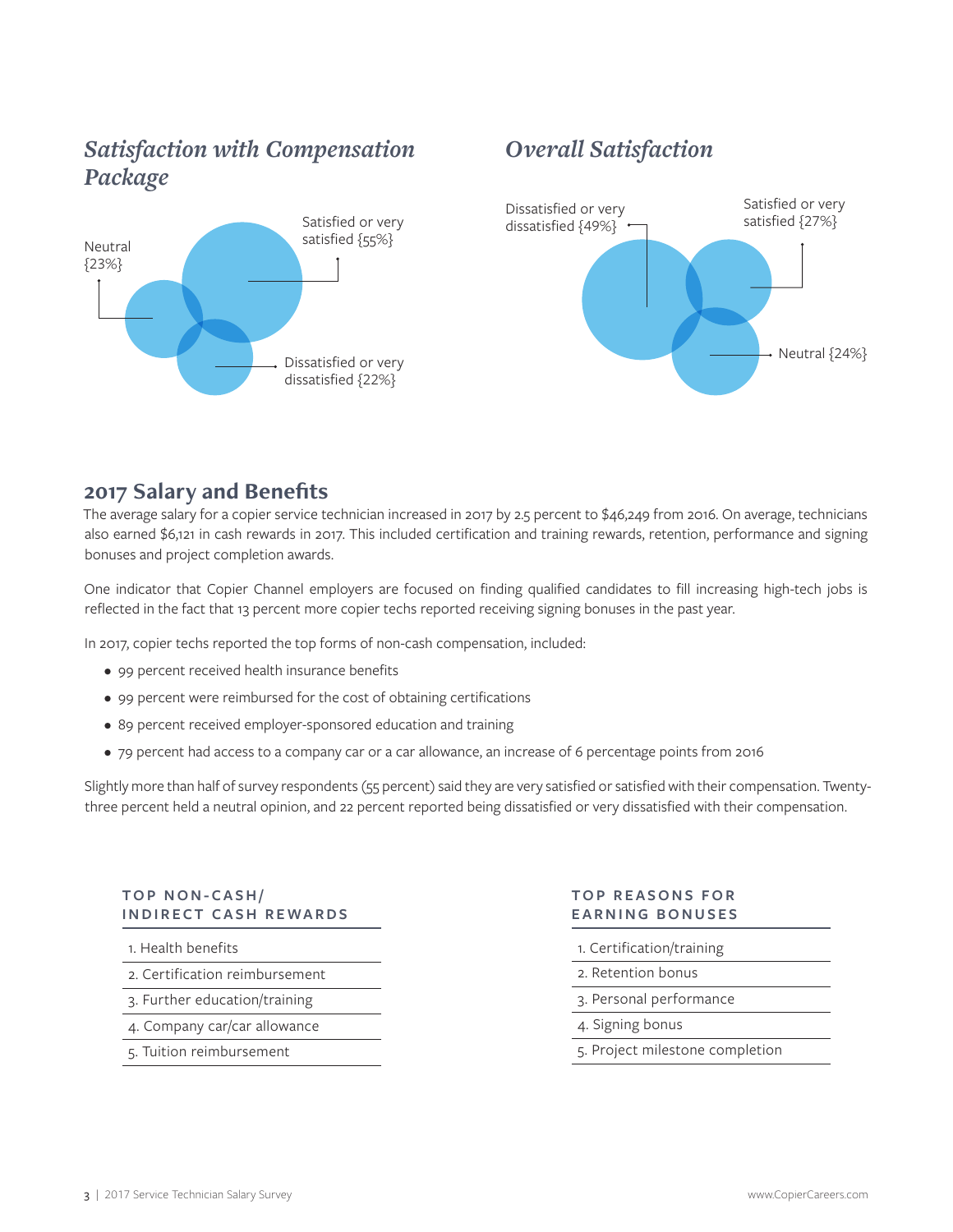## *Satisfaction with Compensation Package*

Satisfied or very satisfied {55%}

Neutral {23%}

Dissatisfied or very dissatisfied {22%}

## *Overall Satisfaction*

Dissatisfied or very dissatisfied {49%}

Satisfied or very satisfied {27%}

Neutral {24%}

## 2017 Salary and Benefits

The average salary for a copier service technician increased in 2017 by 2.5 percent to $46,249 from 2016. On average, technicians also earned $6,121 in cash rewards in 2017. This included certification and training rewards, retention, performance and signing bonuses and project completion awards.

One indicator that Copier Channel employers are focused on finding qualified candidates to fill increasing high-tech jobs is reflected in the fact that 13 percent more copier techs reported receiving signing bonuses in the past year.

In 2017, copier techs reported the top forms of non-cash compensation, included:

- 99 percent received health insurance benefits
- 99 percent were reimbursed for the cost of obtaining certifications
- 89 percent received employer-sponsored education and training
- 79 percent had access to a company car or a car allowance, an increase of 6 percentage points from 2016

Slightly more than half of survey respondents (55 percent) said they are very satisfied or satisfied with their compensation. Twenty-three percent held a neutral opinion, and 22 percent reported being dissatisfied or very dissatisfied with their compensation.

| TOP NON-CASH/ INDIRECT CASH REWARDS |
| --- |
| 1. Health benefits |
| 2. Certification reimbursement |
| 3. Further education/training |
| 4. Company car/car allowance |
| 5. Tuition reimbursement |

| TOP REASONS FOR EARNING BONUSES |
| --- |
| 1. Certification/training |
| 2. Retention bonus |
| 3. Personal performance |
| 4. Signing bonus |
| 5. Project milestone completion |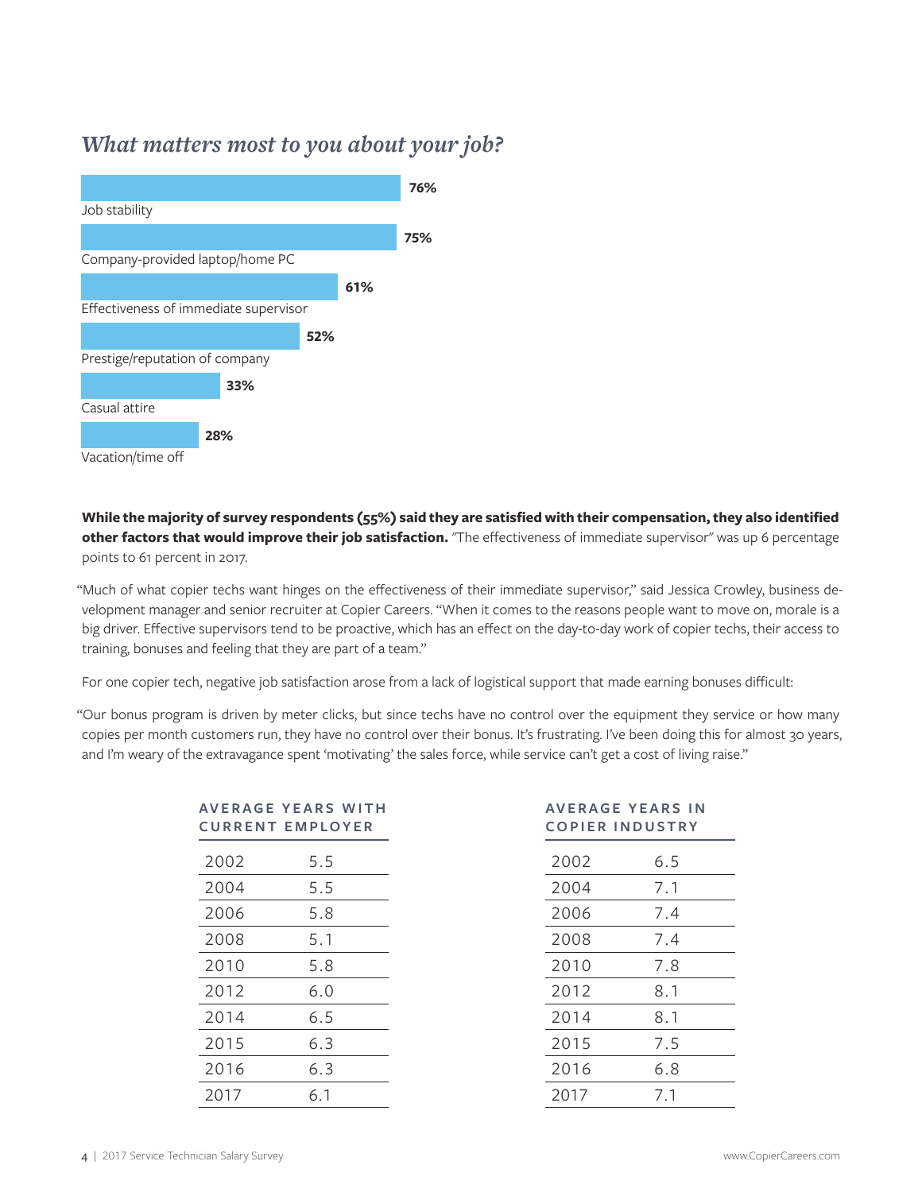## *What matters most to you about your job?*

| Factor | Percentage |
|---|---|
| Job stability | 76% |
| Company-provided laptop/home PC | 75% |
| Effectiveness of immediate supervisor | 61% |
| Prestige/reputation of company | 52% |
| Casual attire | 33% |
| Vacation/time off | 28% |

**While the majority of survey respondents (55%) said they are satisfied with their compensation, they also identified other factors that would improve their job satisfaction.** "The effectiveness of immediate supervisor" was up 6 percentage points to 61 percent in 2017.

"Much of what copier techs want hinges on the effectiveness of their immediate supervisor," said Jessica Crowley, business development manager and senior recruiter at Copier Careers. "When it comes to the reasons people want to move on, morale is a big driver. Effective supervisors tend to be proactive, which has an effect on the day-to-day work of copier techs, their access to training, bonuses and feeling that they are part of a team."

For one copier tech, negative job satisfaction arose from a lack of logistical support that made earning bonuses difficult:

"Our bonus program is driven by meter clicks, but since techs have no control over the equipment they service or how many copies per month customers run, they have no control over their bonus. It's frustrating. I've been doing this for almost 30 years, and I'm weary of the extravagance spent 'motivating' the sales force, while service can't get a cost of living raise."

**AVERAGE YEARS WITH CURRENT EMPLOYER**

| Year | Years |
|---|---|
| 2002 | 5.5 |
| 2004 | 5.5 |
| 2006 | 5.8 |
| 2008 | 5.1 |
| 2010 | 5.8 |
| 2012 | 6.0 |
| 2014 | 6.5 |
| 2015 | 6.3 |
| 2016 | 6.3 |
| 2017 | 6.1 |

**AVERAGE YEARS IN COPIER INDUSTRY**

| Year | Years |
|---|---|
| 2002 | 6.5 |
| 2004 | 7.1 |
| 2006 | 7.4 |
| 2008 | 7.4 |
| 2010 | 7.8 |
| 2012 | 8.1 |
| 2014 | 8.1 |
| 2015 | 7.5 |
| 2016 | 6.8 |
| 2017 | 7.1 |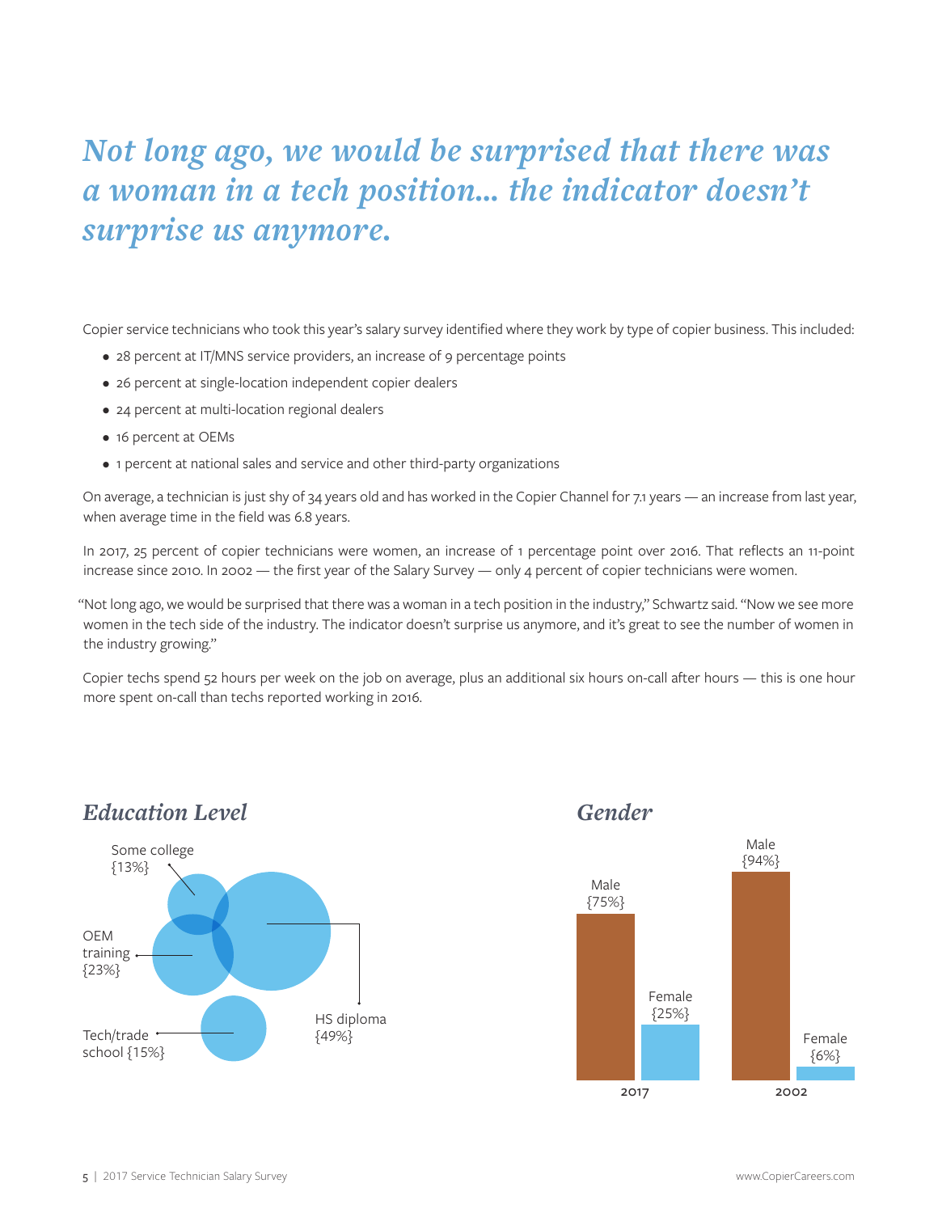*Not long ago, we would be surprised that there was a woman in a tech position... the indicator doesn't surprise us anymore.*

Copier service technicians who took this year's salary survey identified where they work by type of copier business. This included:

- 28 percent at IT/MNS service providers, an increase of 9 percentage points
- 26 percent at single-location independent copier dealers
- 24 percent at multi-location regional dealers
- 16 percent at OEMs
- 1 percent at national sales and service and other third-party organizations

On average, a technician is just shy of 34 years old and has worked in the Copier Channel for 7.1 years — an increase from last year, when average time in the field was 6.8 years.

In 2017, 25 percent of copier technicians were women, an increase of 1 percentage point over 2016. That reflects an 11-point increase since 2010. In 2002 — the first year of the Salary Survey — only 4 percent of copier technicians were women.

"Not long ago, we would be surprised that there was a woman in a tech position in the industry," Schwartz said. "Now we see more women in the tech side of the industry. The indicator doesn't surprise us anymore, and it's great to see the number of women in the industry growing."

Copier techs spend 52 hours per week on the job on average, plus an additional six hours on-call after hours — this is one hour more spent on-call than techs reported working in 2016.

## *Education Level*

- Some college {13%}
- OEM training {23%}
- Tech/trade school {15%}
- HS diploma {49%}

## *Gender*

| | 2017 | 2002 |
|---|---|---|
| Male | 75% | 94% |
| Female | 25% | 6% |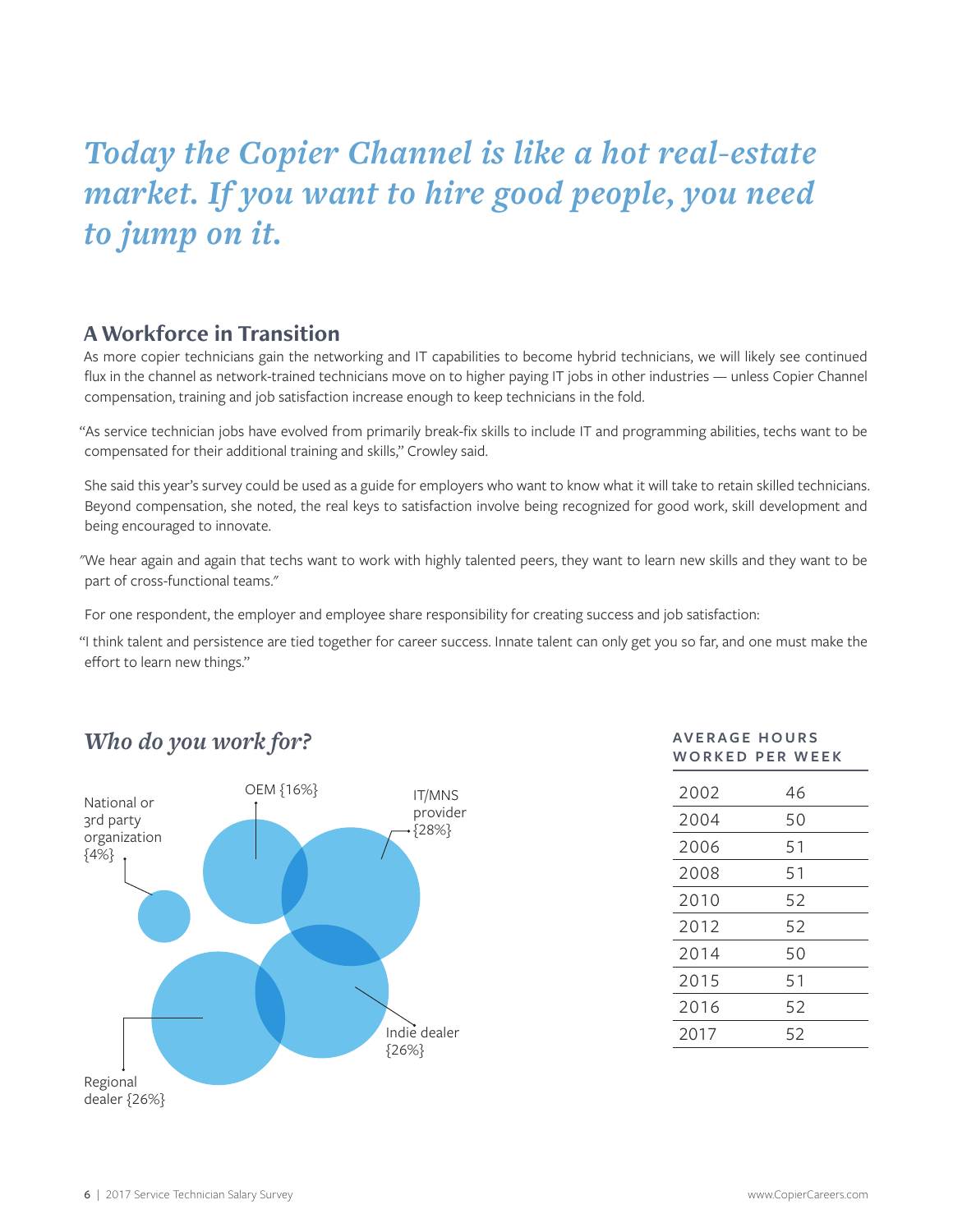*Today the Copier Channel is like a hot real-estate market. If you want to hire good people, you need to jump on it.*

## A Workforce in Transition

As more copier technicians gain the networking and IT capabilities to become hybrid technicians, we will likely see continued flux in the channel as network-trained technicians move on to higher paying IT jobs in other industries — unless Copier Channel compensation, training and job satisfaction increase enough to keep technicians in the fold.

"As service technician jobs have evolved from primarily break-fix skills to include IT and programming abilities, techs want to be compensated for their additional training and skills," Crowley said.

She said this year's survey could be used as a guide for employers who want to know what it will take to retain skilled technicians. Beyond compensation, she noted, the real keys to satisfaction involve being recognized for good work, skill development and being encouraged to innovate.

"We hear again and again that techs want to work with highly talented peers, they want to learn new skills and they want to be part of cross-functional teams."

For one respondent, the employer and employee share responsibility for creating success and job satisfaction:

"I think talent and persistence are tied together for career success. Innate talent can only get you so far, and one must make the effort to learn new things."

### *Who do you work for?*

- National or 3rd party organization {4%}
- OEM {16%}
- IT/MNS provider {28%}
- Indie dealer {26%}
- Regional dealer {26%}

### AVERAGE HOURS WORKED PER WEEK

| Year | Hours |
|---|---|
| 2002 | 46 |
| 2004 | 50 |
| 2006 | 51 |
| 2008 | 51 |
| 2010 | 52 |
| 2012 | 52 |
| 2014 | 50 |
| 2015 | 51 |
| 2016 | 52 |
| 2017 | 52 |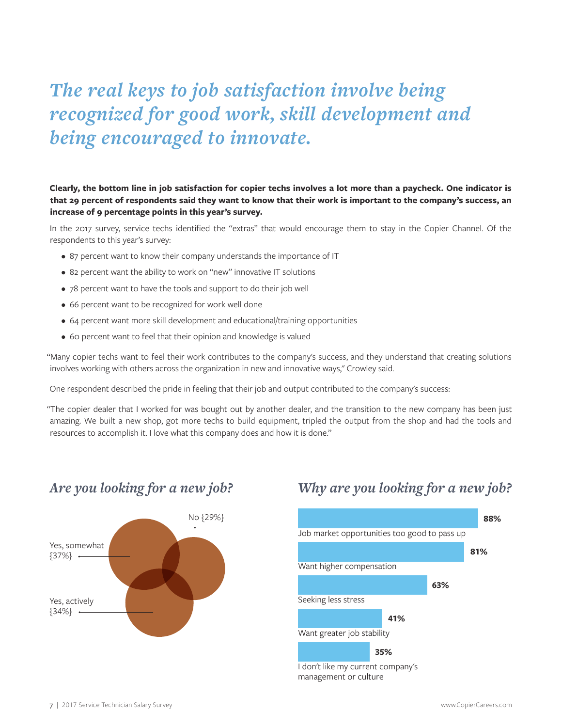# *The real keys to job satisfaction involve being recognized for good work, skill development and being encouraged to innovate.*

**Clearly, the bottom line in job satisfaction for copier techs involves a lot more than a paycheck. One indicator is that 29 percent of respondents said they want to know that their work is important to the company's success, an increase of 9 percentage points in this year's survey.**

In the 2017 survey, service techs identified the "extras" that would encourage them to stay in the Copier Channel. Of the respondents to this year's survey:

- 87 percent want to know their company understands the importance of IT
- 82 percent want the ability to work on "new" innovative IT solutions
- 78 percent want to have the tools and support to do their job well
- 66 percent want to be recognized for work well done
- 64 percent want more skill development and educational/training opportunities
- 60 percent want to feel that their opinion and knowledge is valued

"Many copier techs want to feel their work contributes to the company's success, and they understand that creating solutions involves working with others across the organization in new and innovative ways," Crowley said.

One respondent described the pride in feeling that their job and output contributed to the company's success:

"The copier dealer that I worked for was bought out by another dealer, and the transition to the new company has been just amazing. We built a new shop, got more techs to build equipment, tripled the output from the shop and had the tools and resources to accomplish it. I love what this company does and how it is done."

## *Are you looking for a new job?*

- No {29%}
- Yes, somewhat {37%}
- Yes, actively {34%}

## *Why are you looking for a new job?*

| Reason | % |
|---|---|
| Job market opportunities too good to pass up | 88% |
| Want higher compensation | 81% |
| Seeking less stress | 63% |
| Want greater job stability | 41% |
| I don't like my current company's management or culture | 35% |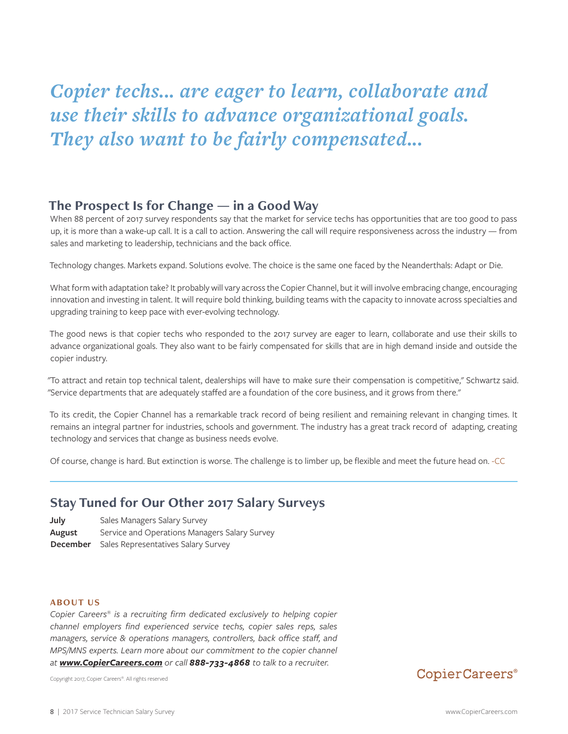*Copier techs... are eager to learn, collaborate and use their skills to advance organizational goals. They also want to be fairly compensated...*

## The Prospect Is for Change — in a Good Way

When 88 percent of 2017 survey respondents say that the market for service techs has opportunities that are too good to pass up, it is more than a wake-up call. It is a call to action. Answering the call will require responsiveness across the industry — from sales and marketing to leadership, technicians and the back office.

Technology changes. Markets expand. Solutions evolve. The choice is the same one faced by the Neanderthals: Adapt or Die.

What form with adaptation take? It probably will vary across the Copier Channel, but it will involve embracing change, encouraging innovation and investing in talent. It will require bold thinking, building teams with the capacity to innovate across specialties and upgrading training to keep pace with ever-evolving technology.

The good news is that copier techs who responded to the 2017 survey are eager to learn, collaborate and use their skills to advance organizational goals. They also want to be fairly compensated for skills that are in high demand inside and outside the copier industry.

"To attract and retain top technical talent, dealerships will have to make sure their compensation is competitive," Schwartz said. "Service departments that are adequately staffed are a foundation of the core business, and it grows from there."

To its credit, the Copier Channel has a remarkable track record of being resilient and remaining relevant in changing times. It remains an integral partner for industries, schools and government. The industry has a great track record of adapting, creating technology and services that change as business needs evolve.

Of course, change is hard. But extinction is worse. The challenge is to limber up, be flexible and meet the future head on. -CC

## Stay Tuned for Our Other 2017 Salary Surveys

| | |
|---|---|
| **July** | Sales Managers Salary Survey |
| **August** | Service and Operations Managers Salary Survey |
| **December** | Sales Representatives Salary Survey |

**ABOUT US**

*Copier Careers® is a recruiting firm dedicated exclusively to helping copier channel employers find experienced service techs, copier sales reps, sales managers, service & operations managers, controllers, back office staff, and MPS/MNS experts. Learn more about our commitment to the copier channel at **www.CopierCareers.com** or call **888-733-4868** to talk to a recruiter.*

Copyright 2017, Copier Careers®. All rights reserved

CopierCareers®